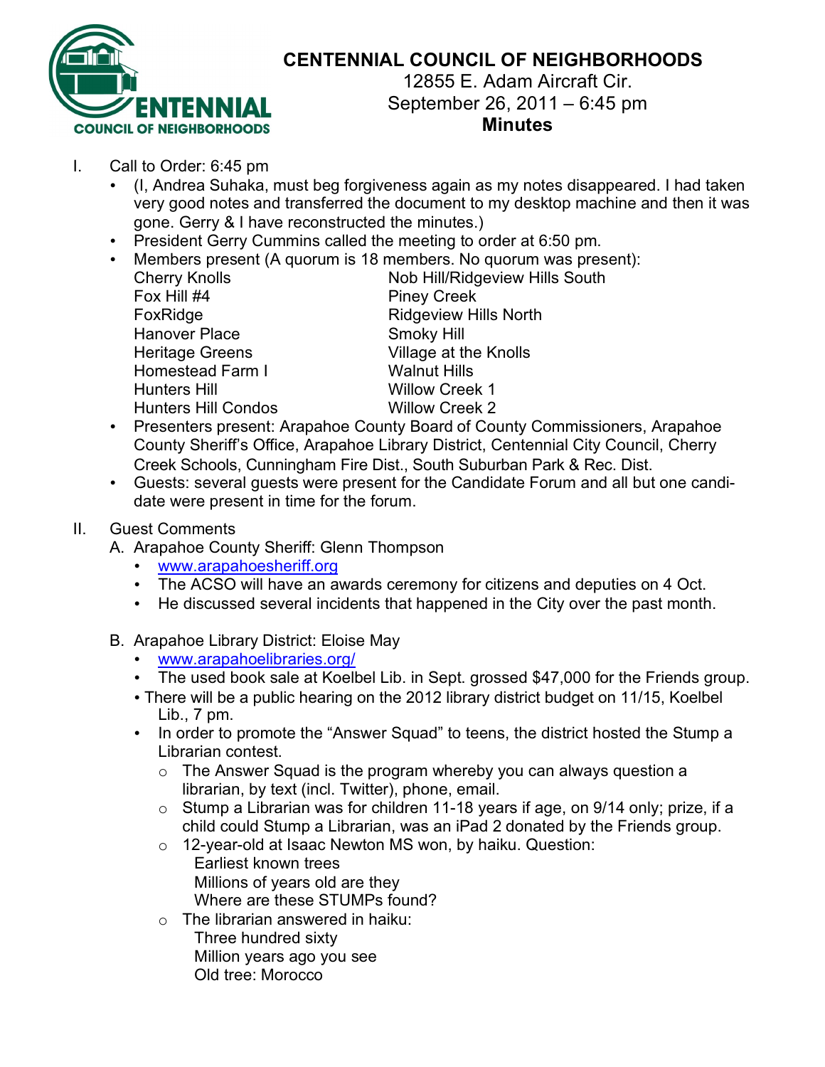# CENTENNIAL COUNCIL OF NEIGHBORHOODS

12855 E. Adam Aircraft Cir.
September 26, 2011 – 6:45 pm
**Minutes**

I. Call to Order: 6:45 pm
   - (I, Andrea Suhaka, must beg forgiveness again as my notes disappeared. I had taken very good notes and transferred the document to my desktop machine and then it was gone. Gerry & I have reconstructed the minutes.)
   - President Gerry Cummins called the meeting to order at 6:50 pm.
   - Members present (A quorum is 18 members. No quorum was present):

| | |
|---|---|
| Cherry Knolls | Nob Hill/Ridgeview Hills South |
| Fox Hill #4 | Piney Creek |
| FoxRidge | Ridgeview Hills North |
| Hanover Place | Smoky Hill |
| Heritage Greens | Village at the Knolls |
| Homestead Farm I | Walnut Hills |
| Hunters Hill | Willow Creek 1 |
| Hunters Hill Condos | Willow Creek 2 |

   - Presenters present: Arapahoe County Board of County Commissioners, Arapahoe County Sheriff's Office, Arapahoe Library District, Centennial City Council, Cherry Creek Schools, Cunningham Fire Dist., South Suburban Park & Rec. Dist.
   - Guests: several guests were present for the Candidate Forum and all but one candidate were present in time for the forum.

II. Guest Comments
   A. Arapahoe County Sheriff: Glenn Thompson
      - www.arapahoesheriff.org
      - The ACSO will have an awards ceremony for citizens and deputies on 4 Oct.
      - He discussed several incidents that happened in the City over the past month.

   B. Arapahoe Library District: Eloise May
      - www.arapahoelibraries.org/
      - The used book sale at Koelbel Lib. in Sept. grossed $47,000 for the Friends group.
      - There will be a public hearing on the 2012 library district budget on 11/15, Koelbel Lib., 7 pm.
      - In order to promote the "Answer Squad" to teens, the district hosted the Stump a Librarian contest.
         - The Answer Squad is the program whereby you can always question a librarian, by text (incl. Twitter), phone, email.
         - Stump a Librarian was for children 11-18 years if age, on 9/14 only; prize, if a child could Stump a Librarian, was an iPad 2 donated by the Friends group.
         - 12-year-old at Isaac Newton MS won, by haiku. Question:
           Earliest known trees
           Millions of years old are they
           Where are these STUMPs found?
         - The librarian answered in haiku:
           Three hundred sixty
           Million years ago you see
           Old tree: Morocco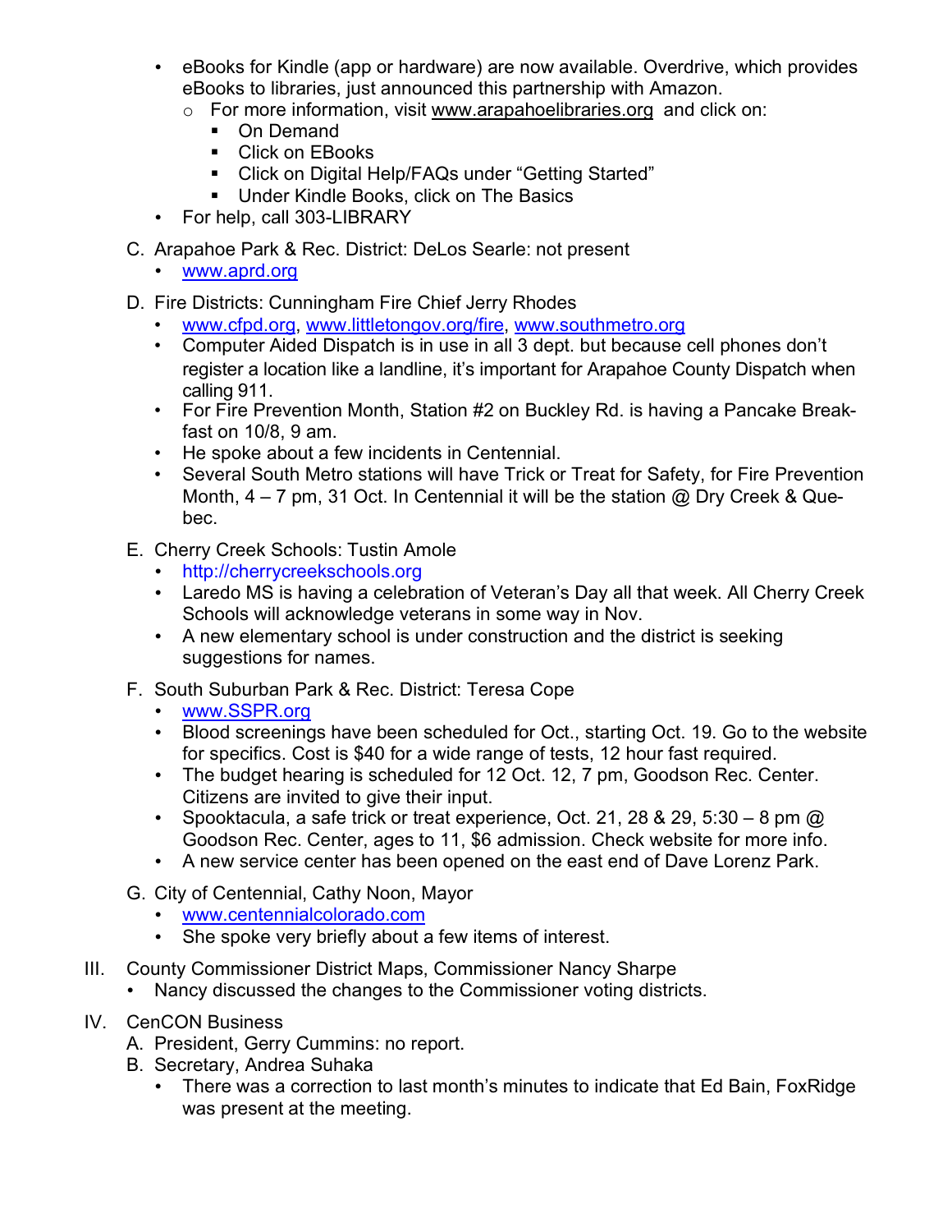- eBooks for Kindle (app or hardware) are now available. Overdrive, which provides eBooks to libraries, just announced this partnership with Amazon.
  - For more information, visit www.arapahoelibraries.org and click on:
    - On Demand
    - Click on EBooks
    - Click on Digital Help/FAQs under "Getting Started"
    - Under Kindle Books, click on The Basics
- For help, call 303-LIBRARY

C. Arapahoe Park & Rec. District: DeLos Searle: not present
   - www.aprd.org

D. Fire Districts: Cunningham Fire Chief Jerry Rhodes
   - www.cfpd.org, www.littletongov.org/fire, www.southmetro.org
   - Computer Aided Dispatch is in use in all 3 dept. but because cell phones don't register a location like a landline, it's important for Arapahoe County Dispatch when calling 911.
   - For Fire Prevention Month, Station #2 on Buckley Rd. is having a Pancake Breakfast on 10/8, 9 am.
   - He spoke about a few incidents in Centennial.
   - Several South Metro stations will have Trick or Treat for Safety, for Fire Prevention Month, 4 – 7 pm, 31 Oct. In Centennial it will be the station @ Dry Creek & Quebec.

E. Cherry Creek Schools: Tustin Amole
   - http://cherrycreekschools.org
   - Laredo MS is having a celebration of Veteran's Day all that week. All Cherry Creek Schools will acknowledge veterans in some way in Nov.
   - A new elementary school is under construction and the district is seeking suggestions for names.

F. South Suburban Park & Rec. District: Teresa Cope
   - www.SSPR.org
   - Blood screenings have been scheduled for Oct., starting Oct. 19. Go to the website for specifics. Cost is $40 for a wide range of tests, 12 hour fast required.
   - The budget hearing is scheduled for 12 Oct. 12, 7 pm, Goodson Rec. Center. Citizens are invited to give their input.
   - Spooktacula, a safe trick or treat experience, Oct. 21, 28 & 29, 5:30 – 8 pm @ Goodson Rec. Center, ages to 11, $6 admission. Check website for more info.
   - A new service center has been opened on the east end of Dave Lorenz Park.

G. City of Centennial, Cathy Noon, Mayor
   - www.centennialcolorado.com
   - She spoke very briefly about a few items of interest.

III. County Commissioner District Maps, Commissioner Nancy Sharpe
   - Nancy discussed the changes to the Commissioner voting districts.

IV. CenCON Business

A. President, Gerry Cummins: no report.

B. Secretary, Andrea Suhaka
   - There was a correction to last month's minutes to indicate that Ed Bain, FoxRidge was present at the meeting.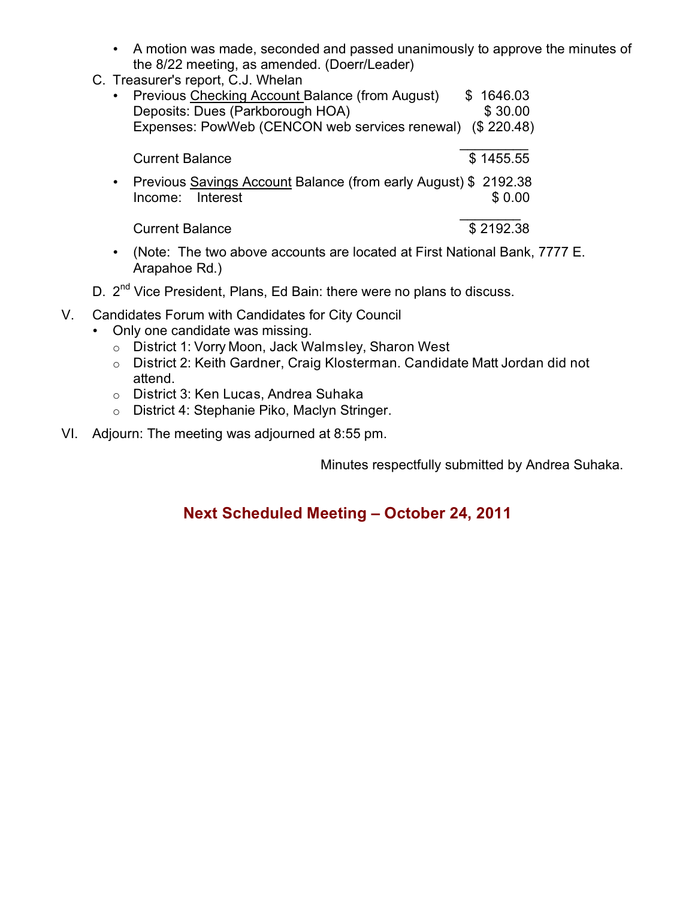- A motion was made, seconded and passed unanimously to approve the minutes of the 8/22 meeting, as amended. (Doerr/Leader)

C. Treasurer's report, C.J. Whelan

- Previous Checking Account Balance (from August) $ 1646.03
  Deposits: Dues (Parkborough HOA) $ 30.00
  Expenses: PowWeb (CENCON web services renewal) ($ 220.48)

  Current Balance $ 1455.55

- Previous Savings Account Balance (from early August) $ 2192.38
  Income: Interest $ 0.00

  Current Balance $ 2192.38

- (Note: The two above accounts are located at First National Bank, 7777 E. Arapahoe Rd.)

D. 2nd Vice President, Plans, Ed Bain: there were no plans to discuss.

V. Candidates Forum with Candidates for City Council

- Only one candidate was missing.
  - District 1: Vorry Moon, Jack Walmsley, Sharon West
  - District 2: Keith Gardner, Craig Klosterman. Candidate Matt Jordan did not attend.
  - District 3: Ken Lucas, Andrea Suhaka
  - District 4: Stephanie Piko, Maclyn Stringer.

VI. Adjourn: The meeting was adjourned at 8:55 pm.

Minutes respectfully submitted by Andrea Suhaka.

**Next Scheduled Meeting – October 24, 2011**